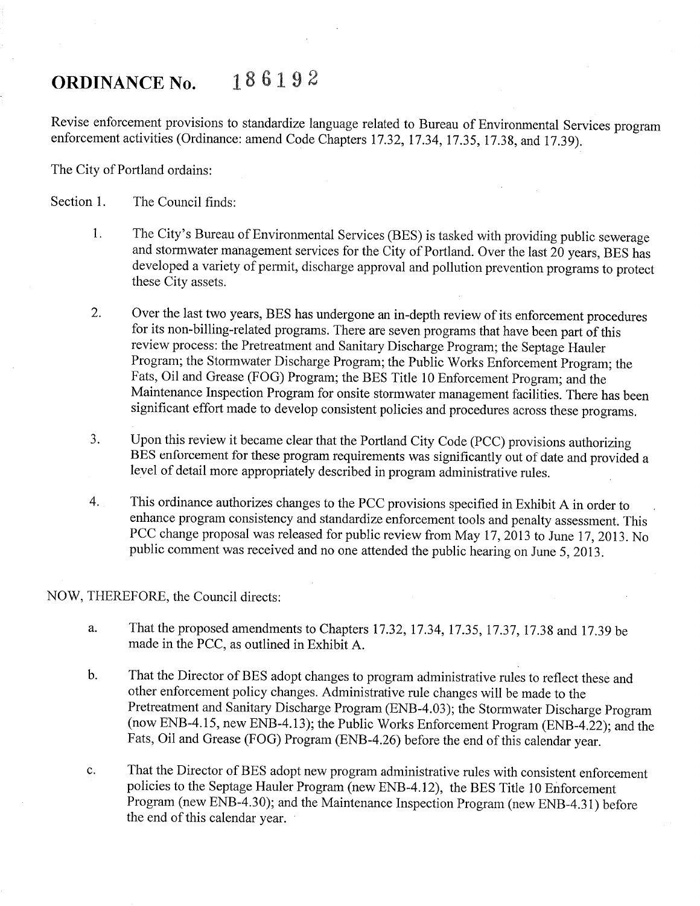# ORDINANCE No. 186192

Revise enforcement provisions to standardize language related to Bureau of Environmental Services program enforcement activities (Ordinance: amend Code Chapters 17.32, 17.34, 17.35, 17.38, and 17.39).

The City of Portland ordains:

Section 1. The Council finds:

1. The City's Bureau of Environmental Services (BES) is tasked with providing public sewerage and stormwater management services for the City of Portland. Over the last 20 years, BES has developed a variety of permit, discharge approval and pollution prevention programs to protect these City assets.

2. Over the last two years, BES has undergone an in-depth review of its enforcement procedures for its non-billing-related programs. There are seven programs that have been part of this review process: the Pretreatment and Sanitary Discharge Program; the Septage Hauler Program; the Stormwater Discharge Program; the Public Works Enforcement Program; the Fats, Oil and Grease (FOG) Program; the BES Title 10 Enforcement Program; and the Maintenance Inspection Program for onsite stormwater management facilities. There has been significant effort made to develop consistent policies and procedures across these programs.

3. Upon this review it became clear that the Portland City Code (PCC) provisions authorizing BES enforcement for these program requirements was significantly out of date and provided a level of detail more appropriately described in program administrative rules.

4. This ordinance authorizes changes to the PCC provisions specified in Exhibit A in order to enhance program consistency and standardize enforcement tools and penalty assessment. This PCC change proposal was released for public review from May 17, 2013 to June 17, 2013. No public comment was received and no one attended the public hearing on June 5, 2013.

NOW, THEREFORE, the Council directs:

a. That the proposed amendments to Chapters 17.32, 17.34, 17.35, 17.37, 17.38 and 17.39 be made in the PCC, as outlined in Exhibit A.

b. That the Director of BES adopt changes to program administrative rules to reflect these and other enforcement policy changes. Administrative rule changes will be made to the Pretreatment and Sanitary Discharge Program (ENB-4.03); the Stormwater Discharge Program (now ENB-4.15, new ENB-4.13); the Public Works Enforcement Program (ENB-4.22); and the Fats, Oil and Grease (FOG) Program (ENB-4.26) before the end of this calendar year.

c. That the Director of BES adopt new program administrative rules with consistent enforcement policies to the Septage Hauler Program (new ENB-4.12), the BES Title 10 Enforcement Program (new ENB-4.30); and the Maintenance Inspection Program (new ENB-4.31) before the end of this calendar year.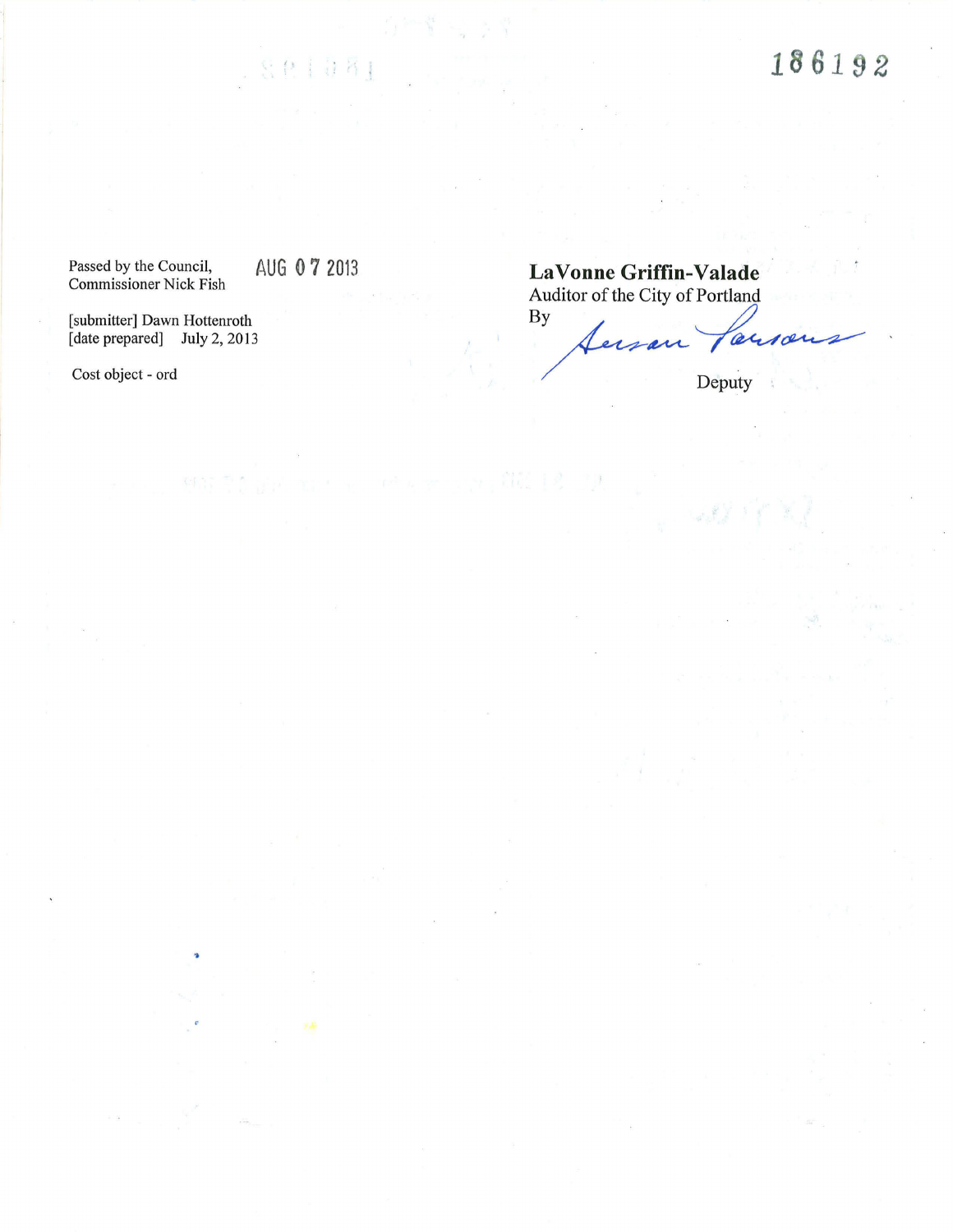186192

Passed by the Council, AUG 07 2013
Commissioner Nick Fish

[submitter] Dawn Hottenroth
[date prepared] July 2, 2013

Cost object - ord

**LaVonne Griffin-Valade**
Auditor of the City of Portland
By

Susan Parsons

Deputy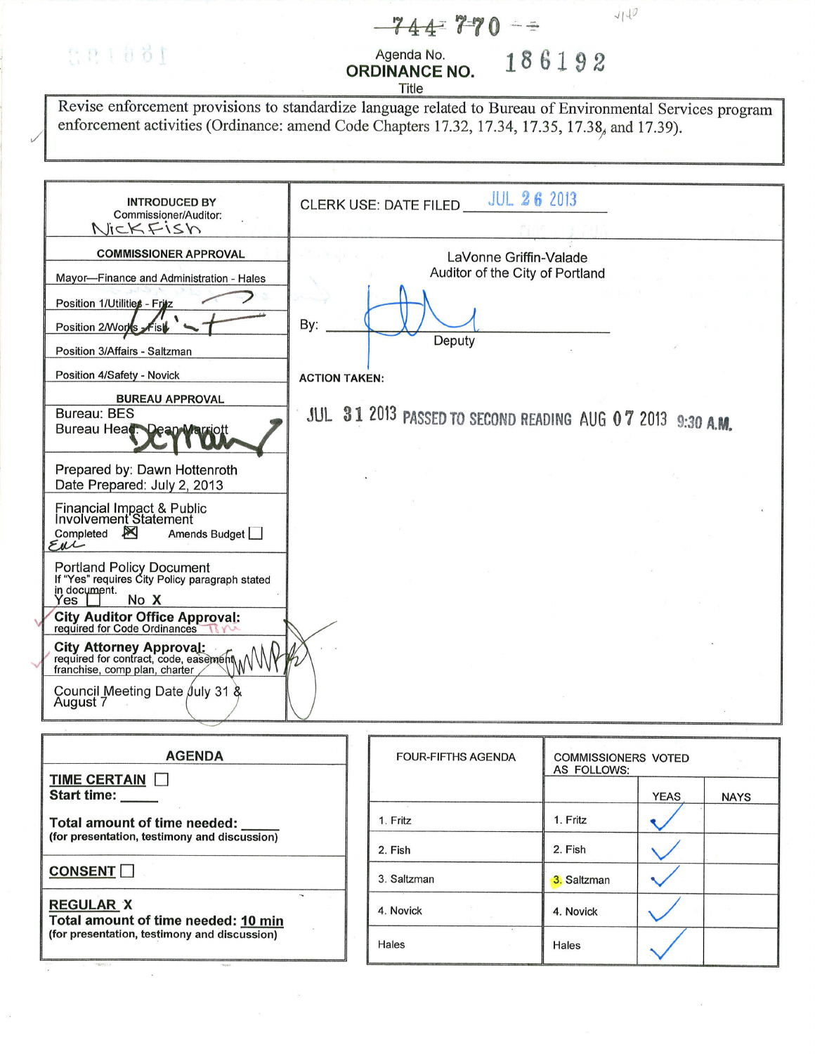744 770

Agenda No.
**ORDINANCE NO.** 186192
Title

Revise enforcement provisions to standardize language related to Bureau of Environmental Services program enforcement activities (Ordinance: amend Code Chapters 17.32, 17.34, 17.35, 17.38, and 17.39).

| | |
|---|---|
| **INTRODUCED BY** Commissioner/Auditor: Nick Fish | CLERK USE: DATE FILED JUL 26 2013 |
| **COMMISSIONER APPROVAL** | LaVonne Griffin-Valade<br>Auditor of the City of Portland<br><br>By: ______________ Deputy |
| Mayor—Finance and Administration - Hales | |
| Position 1/Utilities - Fritz | |
| Position 2/Works - Fish | |
| Position 3/Affairs - Saltzman | |
| Position 4/Safety - Novick | **ACTION TAKEN:** |
| **BUREAU APPROVAL** | JUL 31 2013 PASSED TO SECOND READING AUG 07 2013 9:30 A.M. |
| Bureau: BES<br>Bureau Head: Dean Marriott | |
| Prepared by: Dawn Hottenroth<br>Date Prepared: July 2, 2013 | |
| Financial Impact & Public Involvement Statement<br>Completed ☒ Amends Budget ☐ | |
| Portland Policy Document<br>If "Yes" requires City Policy paragraph stated in document.<br>Yes ☐ No X | |
| **City Auditor Office Approval:** required for Code Ordinances | |
| **City Attorney Approval:** required for contract, code, easement, franchise, comp plan, charter | |
| Council Meeting Date July 31 & August 7 | |

| **AGENDA** |
|---|
| **TIME CERTAIN** ☐<br>**Start time:** _____<br><br>**Total amount of time needed:** _____<br>(for presentation, testimony and discussion) |
| **CONSENT** ☐ |
| **REGULAR** X<br>**Total amount of time needed:** 10 min<br>(for presentation, testimony and discussion) |

| FOUR-FIFTHS AGENDA | COMMISSIONERS VOTED AS FOLLOWS: | YEAS | NAYS |
|---|---|---|---|
| 1. Fritz | 1. Fritz | ✓ | |
| 2. Fish | 2. Fish | ✓ | |
| 3. Saltzman | 3. Saltzman | ✓ | |
| 4. Novick | 4. Novick | ✓ | |
| Hales | Hales | ✓ | |